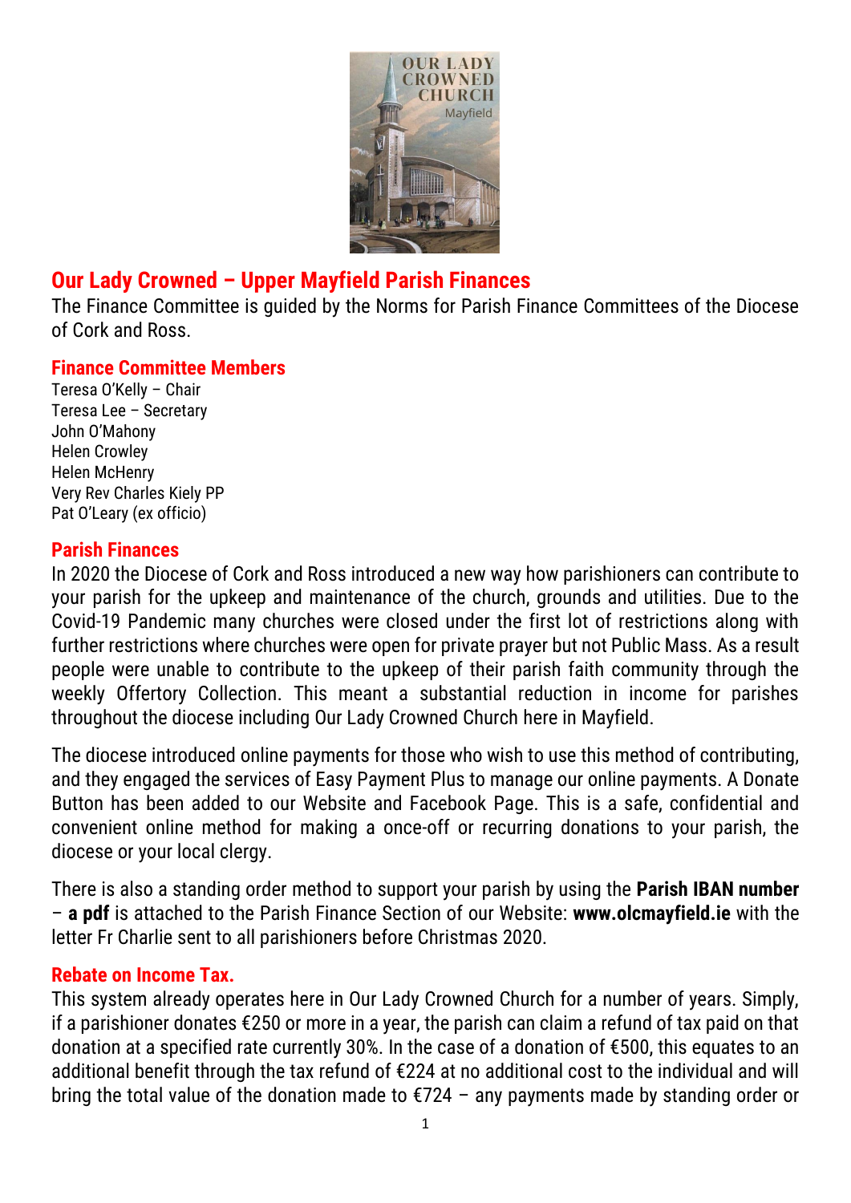## Our Lady Crowned – Upper Mayfield Parish Finances

The Finance Committee is guided by the Norms for Parish Finance Committees of the Diocese of Cork and Ross.

### Finance Committee Members

Teresa O'Kelly – Chair
Teresa Lee – Secretary
John O'Mahony
Helen Crowley
Helen McHenry
Very Rev Charles Kiely PP
Pat O'Leary (ex officio)

### Parish Finances

In 2020 the Diocese of Cork and Ross introduced a new way how parishioners can contribute to your parish for the upkeep and maintenance of the church, grounds and utilities. Due to the Covid-19 Pandemic many churches were closed under the first lot of restrictions along with further restrictions where churches were open for private prayer but not Public Mass. As a result people were unable to contribute to the upkeep of their parish faith community through the weekly Offertory Collection. This meant a substantial reduction in income for parishes throughout the diocese including Our Lady Crowned Church here in Mayfield.

The diocese introduced online payments for those who wish to use this method of contributing, and they engaged the services of Easy Payment Plus to manage our online payments. A Donate Button has been added to our Website and Facebook Page. This is a safe, confidential and convenient online method for making a once-off or recurring donations to your parish, the diocese or your local clergy.

There is also a standing order method to support your parish by using the **Parish IBAN number** – **a pdf** is attached to the Parish Finance Section of our Website: **www.olcmayfield.ie** with the letter Fr Charlie sent to all parishioners before Christmas 2020.

### Rebate on Income Tax.

This system already operates here in Our Lady Crowned Church for a number of years. Simply, if a parishioner donates €250 or more in a year, the parish can claim a refund of tax paid on that donation at a specified rate currently 30%. In the case of a donation of €500, this equates to an additional benefit through the tax refund of €224 at no additional cost to the individual and will bring the total value of the donation made to €724 – any payments made by standing order or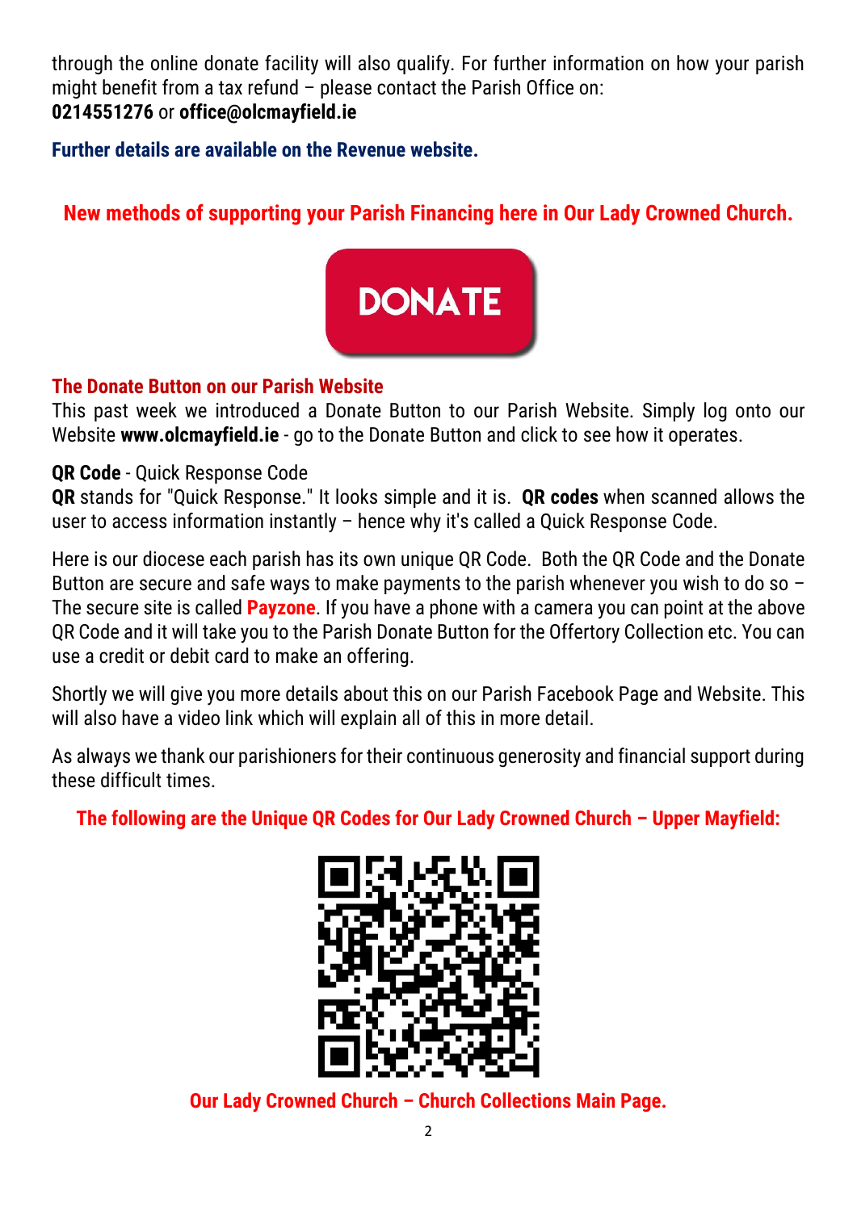through the online donate facility will also qualify. For further information on how your parish might benefit from a tax refund – please contact the Parish Office on:
**0214551276** or **office@olcmayfield.ie**

**Further details are available on the Revenue website.**

## New methods of supporting your Parish Financing here in Our Lady Crowned Church.

DONATE

### The Donate Button on our Parish Website

This past week we introduced a Donate Button to our Parish Website. Simply log onto our Website **www.olcmayfield.ie** - go to the Donate Button and click to see how it operates.

**QR Code** - Quick Response Code
**QR** stands for "Quick Response." It looks simple and it is. **QR codes** when scanned allows the user to access information instantly – hence why it's called a Quick Response Code.

Here is our diocese each parish has its own unique QR Code. Both the QR Code and the Donate Button are secure and safe ways to make payments to the parish whenever you wish to do so – The secure site is called **Payzone**. If you have a phone with a camera you can point at the above QR Code and it will take you to the Parish Donate Button for the Offertory Collection etc. You can use a credit or debit card to make an offering.

Shortly we will give you more details about this on our Parish Facebook Page and Website. This will also have a video link which will explain all of this in more detail.

As always we thank our parishioners for their continuous generosity and financial support during these difficult times.

**The following are the Unique QR Codes for Our Lady Crowned Church – Upper Mayfield:**

**Our Lady Crowned Church – Church Collections Main Page.**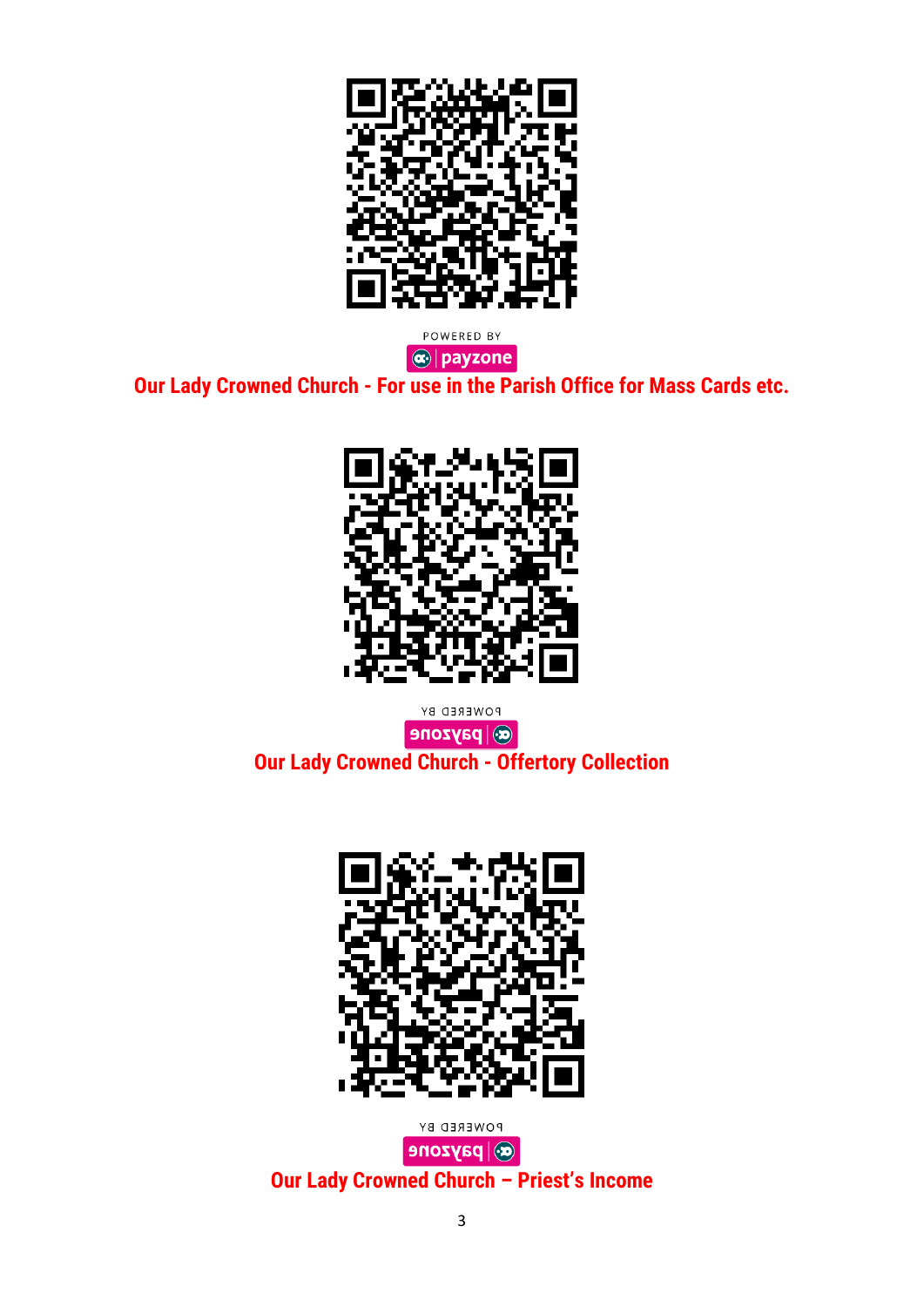POWERED BY

payzone

**Our Lady Crowned Church - For use in the Parish Office for Mass Cards etc.**

POWERED BY

payzone

**Our Lady Crowned Church - Offertory Collection**

POWERED BY

payzone

**Our Lady Crowned Church – Priest's Income**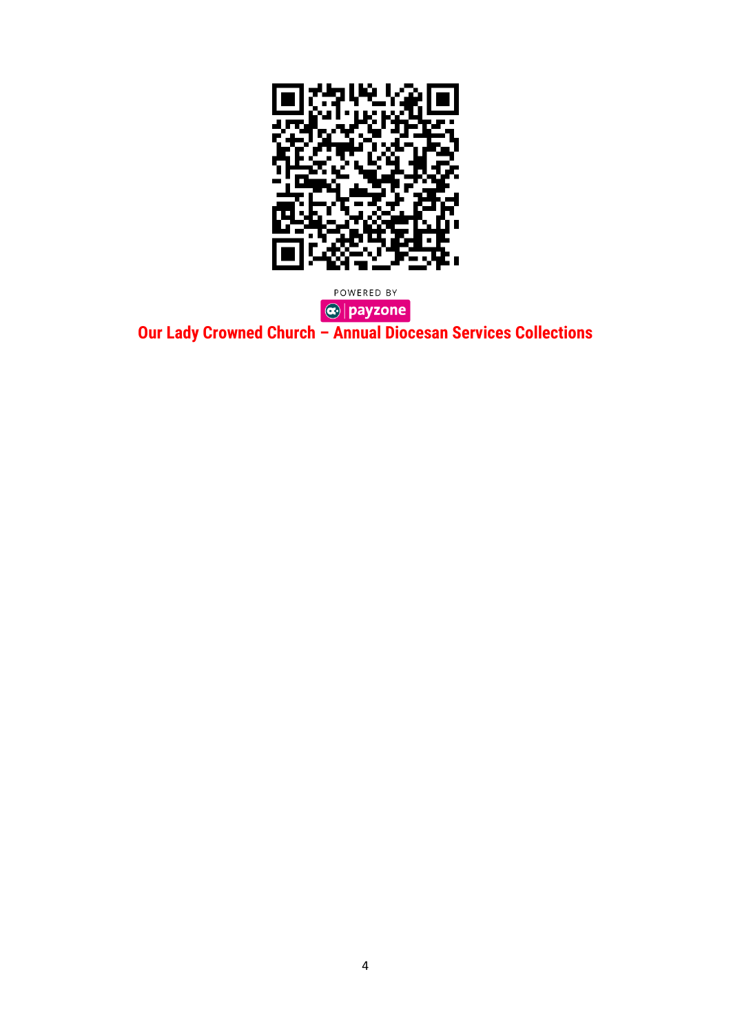POWERED BY

payzone

**Our Lady Crowned Church – Annual Diocesan Services Collections**